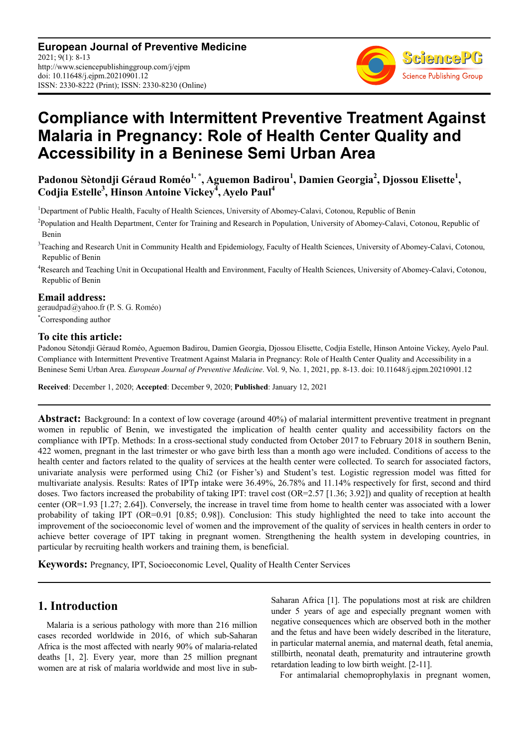# Compliance with Intermittent Preventive Treatment Against Malaria in Pregnancy: Role of Health Center Quality and Accessibility in a Beninese Semi Urban Area

**Padonou Sètondji Géraud Roméo[1, *], Aguemon Badirou[1], Damien Georgia[2], Djossou Elisette[1], Codjia Estelle[3], Hinson Antoine Vickey[4], Ayelo Paul[4]**

[1]Department of Public Health, Faculty of Health Sciences, University of Abomey-Calavi, Cotonou, Republic of Benin

[2]Population and Health Department, Center for Training and Research in Population, University of Abomey-Calavi, Cotonou, Republic of Benin

[3]Teaching and Research Unit in Community Health and Epidemiology, Faculty of Health Sciences, University of Abomey-Calavi, Cotonou, Republic of Benin

[4]Research and Teaching Unit in Occupational Health and Environment, Faculty of Health Sciences, University of Abomey-Calavi, Cotonou, Republic of Benin

## Email address:

geraudpad@yahoo.fr (P. S. G. Roméo)

*Corresponding author

## To cite this article:

Padonou Sètondji Géraud Roméo, Aguemon Badirou, Damien Georgia, Djossou Elisette, Codjia Estelle, Hinson Antoine Vickey, Ayelo Paul. Compliance with Intermittent Preventive Treatment Against Malaria in Pregnancy: Role of Health Center Quality and Accessibility in a Beninese Semi Urban Area. *European Journal of Preventive Medicine*. Vol. 9, No. 1, 2021, pp. 8-13. doi: 10.11648/j.ejpm.20210901.12

**Received**: December 1, 2020; **Accepted**: December 9, 2020; **Published**: January 12, 2021

---

**Abstract:** Background: In a context of low coverage (around 40%) of malarial intermittent preventive treatment in pregnant women in republic of Benin, we investigated the implication of health center quality and accessibility factors on the compliance with IPTp. Methods: In a cross-sectional study conducted from October 2017 to February 2018 in southern Benin, 422 women, pregnant in the last trimester or who gave birth less than a month ago were included. Conditions of access to the health center and factors related to the quality of services at the health center were collected. To search for associated factors, univariate analysis were performed using Chi2 (or Fisher's) and Student's test. Logistic regression model was fitted for multivariate analysis. Results: Rates of IPTp intake were 36.49%, 26.78% and 11.14% respectively for first, second and third doses. Two factors increased the probability of taking IPT: travel cost (OR=2.57 [1.36; 3.92]) and quality of reception at health center (OR=1.93 [1.27; 2.64]). Conversely, the increase in travel time from home to health center was associated with a lower probability of taking IPT (OR=0.91 [0.85; 0.98]). Conclusion: This study highlighted the need to take into account the improvement of the socioeconomic level of women and the improvement of the quality of services in health centers in order to achieve better coverage of IPT taking in pregnant women. Strengthening the health system in developing countries, in particular by recruiting health workers and training them, is beneficial.

**Keywords:** Pregnancy, IPT, Socioeconomic Level, Quality of Health Center Services

---

## 1. Introduction

Malaria is a serious pathology with more than 216 million cases recorded worldwide in 2016, of which sub-Saharan Africa is the most affected with nearly 90% of malaria-related deaths [1, 2]. Every year, more than 25 million pregnant women are at risk of malaria worldwide and most live in sub-Saharan Africa [1]. The populations most at risk are children under 5 years of age and especially pregnant women with negative consequences which are observed both in the mother and the fetus and have been widely described in the literature, in particular maternal anemia, and maternal death, fetal anemia, stillbirth, neonatal death, prematurity and intrauterine growth retardation leading to low birth weight. [2-11].

For antimalarial chemoprophylaxis in pregnant women,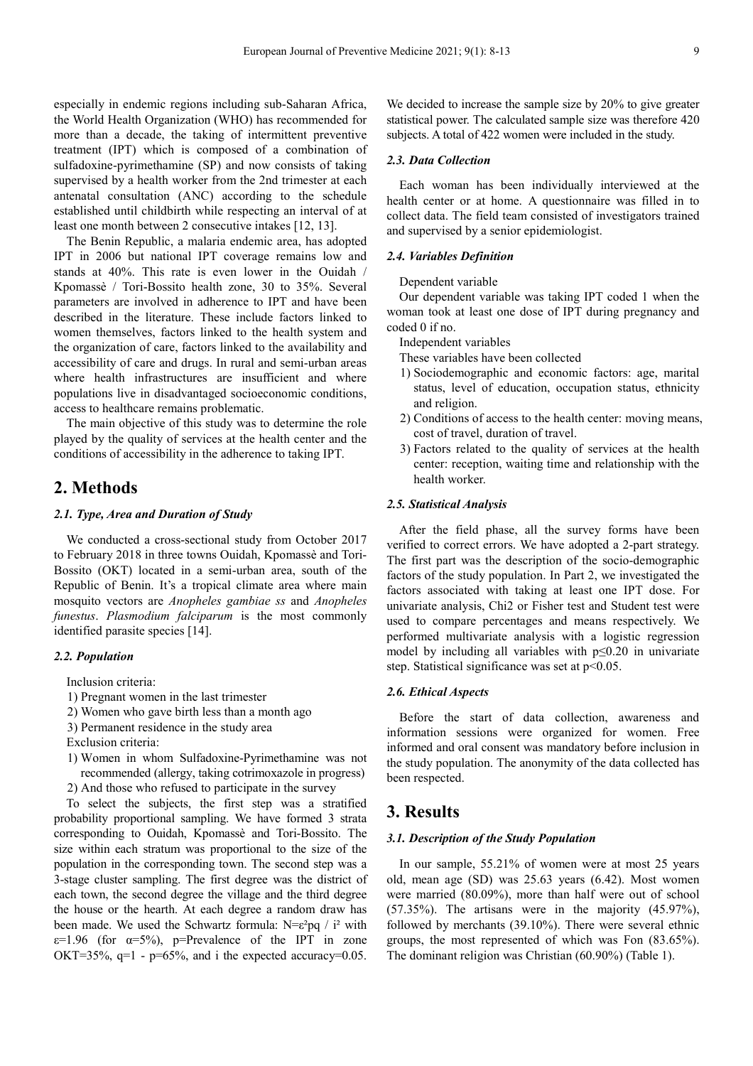especially in endemic regions including sub-Saharan Africa, the World Health Organization (WHO) has recommended for more than a decade, the taking of intermittent preventive treatment (IPT) which is composed of a combination of sulfadoxine-pyrimethamine (SP) and now consists of taking supervised by a health worker from the 2nd trimester at each antenatal consultation (ANC) according to the schedule established until childbirth while respecting an interval of at least one month between 2 consecutive intakes [12, 13].

The Benin Republic, a malaria endemic area, has adopted IPT in 2006 but national IPT coverage remains low and stands at 40%. This rate is even lower in the Ouidah / Kpomassè / Tori-Bossito health zone, 30 to 35%. Several parameters are involved in adherence to IPT and have been described in the literature. These include factors linked to women themselves, factors linked to the health system and the organization of care, factors linked to the availability and accessibility of care and drugs. In rural and semi-urban areas where health infrastructures are insufficient and where populations live in disadvantaged socioeconomic conditions, access to healthcare remains problematic.

The main objective of this study was to determine the role played by the quality of services at the health center and the conditions of accessibility in the adherence to taking IPT.

## 2. Methods

### 2.1. Type, Area and Duration of Study

We conducted a cross-sectional study from October 2017 to February 2018 in three towns Ouidah, Kpomassè and Tori-Bossito (OKT) located in a semi-urban area, south of the Republic of Benin. It's a tropical climate area where main mosquito vectors are *Anopheles gambiae ss* and *Anopheles funestus*. *Plasmodium falciparum* is the most commonly identified parasite species [14].

### 2.2. Population

Inclusion criteria:

1) Pregnant women in the last trimester
2) Women who gave birth less than a month ago
3) Permanent residence in the study area

Exclusion criteria:

1) Women in whom Sulfadoxine-Pyrimethamine was not recommended (allergy, taking cotrimoxazole in progress)
2) And those who refused to participate in the survey

To select the subjects, the first step was a stratified probability proportional sampling. We have formed 3 strata corresponding to Ouidah, Kpomassè and Tori-Bossito. The size within each stratum was proportional to the size of the population in the corresponding town. The second step was a 3-stage cluster sampling. The first degree was the district of each town, the second degree the village and the third degree the house or the hearth. At each degree a random draw has been made. We used the Schwartz formula: $N=\varepsilon^2pq / i^2$ with $\varepsilon=1.96$ (for $\alpha=5\%$), p=Prevalence of the IPT in zone OKT=35%, q=1 - p=65%, and i the expected accuracy=0.05. We decided to increase the sample size by 20% to give greater statistical power. The calculated sample size was therefore 420 subjects. A total of 422 women were included in the study.

### 2.3. Data Collection

Each woman has been individually interviewed at the health center or at home. A questionnaire was filled in to collect data. The field team consisted of investigators trained and supervised by a senior epidemiologist.

### 2.4. Variables Definition

Dependent variable

Our dependent variable was taking IPT coded 1 when the woman took at least one dose of IPT during pregnancy and coded 0 if no.

Independent variables

These variables have been collected

1) Sociodemographic and economic factors: age, marital status, level of education, occupation status, ethnicity and religion.
2) Conditions of access to the health center: moving means, cost of travel, duration of travel.
3) Factors related to the quality of services at the health center: reception, waiting time and relationship with the health worker.

### 2.5. Statistical Analysis

After the field phase, all the survey forms have been verified to correct errors. We have adopted a 2-part strategy. The first part was the description of the socio-demographic factors of the study population. In Part 2, we investigated the factors associated with taking at least one IPT dose. For univariate analysis, Chi2 or Fisher test and Student test were used to compare percentages and means respectively. We performed multivariate analysis with a logistic regression model by including all variables with $p\leq0.20$ in univariate step. Statistical significance was set at $p<0.05$.

### 2.6. Ethical Aspects

Before the start of data collection, awareness and information sessions were organized for women. Free informed and oral consent was mandatory before inclusion in the study population. The anonymity of the data collected has been respected.

## 3. Results

### 3.1. Description of the Study Population

In our sample, 55.21% of women were at most 25 years old, mean age (SD) was 25.63 years (6.42). Most women were married (80.09%), more than half were out of school (57.35%). The artisans were in the majority (45.97%), followed by merchants (39.10%). There were several ethnic groups, the most represented of which was Fon (83.65%). The dominant religion was Christian (60.90%) (Table 1).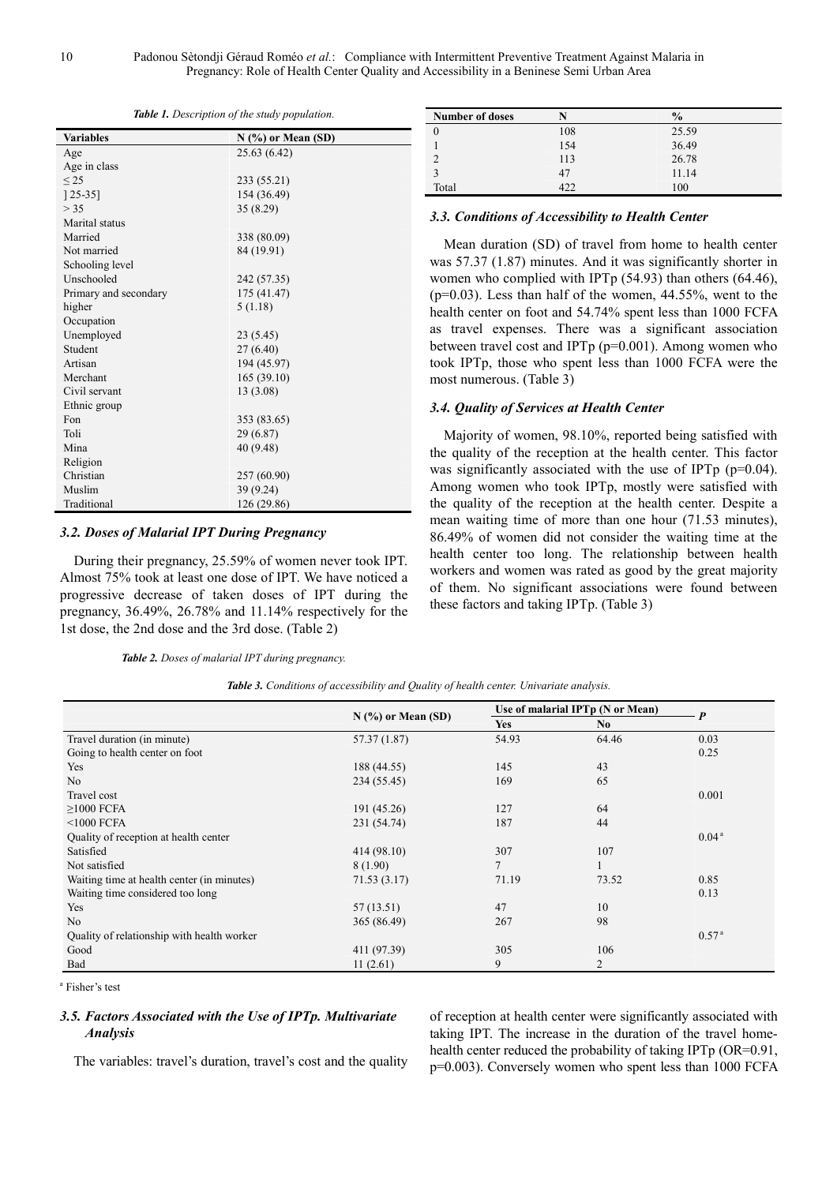*Table 1. Description of the study population.*

| Variables | N (%) or Mean (SD) |
|---|---|
| Age | 25.63 (6.42) |
| Age in class | |
| ≤ 25 | 233 (55.21) |
| ] 25-35] | 154 (36.49) |
| > 35 | 35 (8.29) |
| Marital status | |
| Married | 338 (80.09) |
| Not married | 84 (19.91) |
| Schooling level | |
| Unschooled | 242 (57.35) |
| Primary and secondary | 175 (41.47) |
| higher | 5 (1.18) |
| Occupation | |
| Unemployed | 23 (5.45) |
| Student | 27 (6.40) |
| Artisan | 194 (45.97) |
| Merchant | 165 (39.10) |
| Civil servant | 13 (3.08) |
| Ethnic group | |
| Fon | 353 (83.65) |
| Toli | 29 (6.87) |
| Mina | 40 (9.48) |
| Religion | |
| Christian | 257 (60.90) |
| Muslim | 39 (9.24) |
| Traditional | 126 (29.86) |

### 3.2. Doses of Malarial IPT During Pregnancy

During their pregnancy, 25.59% of women never took IPT. Almost 75% took at least one dose of IPT. We have noticed a progressive decrease of taken doses of IPT during the pregnancy, 36.49%, 26.78% and 11.14% respectively for the 1st dose, the 2nd dose and the 3rd dose. (Table 2)

*Table 2. Doses of malarial IPT during pregnancy.*

| Number of doses | N | % |
|---|---|---|
| 0 | 108 | 25.59 |
| 1 | 154 | 36.49 |
| 2 | 113 | 26.78 |
| 3 | 47 | 11.14 |
| Total | 422 | 100 |

### 3.3. Conditions of Accessibility to Health Center

Mean duration (SD) of travel from home to health center was 57.37 (1.87) minutes. And it was significantly shorter in women who complied with IPTp (54.93) than others (64.46), (p=0.03). Less than half of the women, 44.55%, went to the health center on foot and 54.74% spent less than 1000 FCFA as travel expenses. There was a significant association between travel cost and IPTp (p=0.001). Among women who took IPTp, those who spent less than 1000 FCFA were the most numerous. (Table 3)

### 3.4. Quality of Services at Health Center

Majority of women, 98.10%, reported being satisfied with the quality of the reception at the health center. This factor was significantly associated with the use of IPTp (p=0.04). Among women who took IPTp, mostly were satisfied with the quality of the reception at the health center. Despite a mean waiting time of more than one hour (71.53 minutes), 86.49% of women did not consider the waiting time at the health center too long. The relationship between health workers and women was rated as good by the great majority of them. No significant associations were found between these factors and taking IPTp. (Table 3)

*Table 3. Conditions of accessibility and Quality of health center. Univariate analysis.*

| | N (%) or Mean (SD) | Use of malarial IPTp (N or Mean) | | P |
|---|---|---|---|---|
| | | Yes | No | |
| Travel duration (in minute) | 57.37 (1.87) | 54.93 | 64.46 | 0.03 |
| Going to health center on foot | | | | 0.25 |
| Yes | 188 (44.55) | 145 | 43 | |
| No | 234 (55.45) | 169 | 65 | |
| Travel cost | | | | 0.001 |
| ≥1000 FCFA | 191 (45.26) | 127 | 64 | |
| <1000 FCFA | 231 (54.74) | 187 | 44 | |
| Quality of reception at health center | | | | 0.04 [a] |
| Satisfied | 414 (98.10) | 307 | 107 | |
| Not satisfied | 8 (1.90) | 7 | 1 | |
| Waiting time at health center (in minutes) | 71.53 (3.17) | 71.19 | 73.52 | 0.85 |
| Waiting time considered too long | | | | 0.13 |
| Yes | 57 (13.51) | 47 | 10 | |
| No | 365 (86.49) | 267 | 98 | |
| Quality of relationship with health worker | | | | 0.57 [a] |
| Good | 411 (97.39) | 305 | 106 | |
| Bad | 11 (2.61) | 9 | 2 | |

[a] Fisher's test

### 3.5. Factors Associated with the Use of IPTp. Multivariate Analysis

The variables: travel's duration, travel's cost and the quality of reception at health center were significantly associated with taking IPT. The increase in the duration of the travel home-health center reduced the probability of taking IPTp (OR=0.91, p=0.003). Conversely women who spent less than 1000 FCFA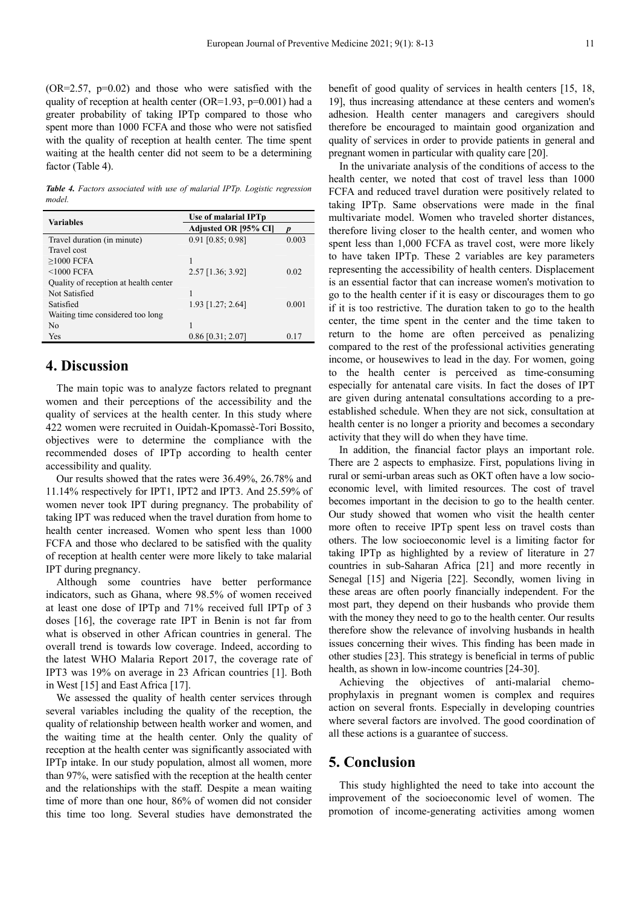(OR=2.57, p=0.02) and those who were satisfied with the quality of reception at health center (OR=1.93, p=0.001) had a greater probability of taking IPTp compared to those who spent more than 1000 FCFA and those who were not satisfied with the quality of reception at health center. The time spent waiting at the health center did not seem to be a determining factor (Table 4).

***Table 4.*** *Factors associated with use of malarial IPTp. Logistic regression model.*

| Variables | Use of malarial IPTp | |
|---|---|---|
| | **Adjusted OR [95% CI]** | ***p*** |
| Travel duration (in minute) | 0.91 [0.85; 0.98] | 0.003 |
| Travel cost | | |
| ≥1000 FCFA | 1 | |
| <1000 FCFA | 2.57 [1.36; 3.92] | 0.02 |
| Quality of reception at health center | | |
| Not Satisfied | 1 | |
| Satisfied | 1.93 [1.27; 2.64] | 0.001 |
| Waiting time considered too long | | |
| No | 1 | |
| Yes | 0.86 [0.31; 2.07] | 0.17 |

## 4. Discussion

The main topic was to analyze factors related to pregnant women and their perceptions of the accessibility and the quality of services at the health center. In this study where 422 women were recruited in Ouidah-Kpomassè-Tori Bossito, objectives were to determine the compliance with the recommended doses of IPTp according to health center accessibility and quality.

Our results showed that the rates were 36.49%, 26.78% and 11.14% respectively for IPT1, IPT2 and IPT3. And 25.59% of women never took IPT during pregnancy. The probability of taking IPT was reduced when the travel duration from home to health center increased. Women who spent less than 1000 FCFA and those who declared to be satisfied with the quality of reception at health center were more likely to take malarial IPT during pregnancy.

Although some countries have better performance indicators, such as Ghana, where 98.5% of women received at least one dose of IPTp and 71% received full IPTp of 3 doses [16], the coverage rate IPT in Benin is not far from what is observed in other African countries in general. The overall trend is towards low coverage. Indeed, according to the latest WHO Malaria Report 2017, the coverage rate of IPT3 was 19% on average in 23 African countries [1]. Both in West [15] and East Africa [17].

We assessed the quality of health center services through several variables including the quality of the reception, the quality of relationship between health worker and women, and the waiting time at the health center. Only the quality of reception at the health center was significantly associated with IPTp intake. In our study population, almost all women, more than 97%, were satisfied with the reception at the health center and the relationships with the staff. Despite a mean waiting time of more than one hour, 86% of women did not consider this time too long. Several studies have demonstrated the benefit of good quality of services in health centers [15, 18, 19], thus increasing attendance at these centers and women's adhesion. Health center managers and caregivers should therefore be encouraged to maintain good organization and quality of services in order to provide patients in general and pregnant women in particular with quality care [20].

In the univariate analysis of the conditions of access to the health center, we noted that cost of travel less than 1000 FCFA and reduced travel duration were positively related to taking IPTp. Same observations were made in the final multivariate model. Women who traveled shorter distances, therefore living closer to the health center, and women who spent less than 1,000 FCFA as travel cost, were more likely to have taken IPTp. These 2 variables are key parameters representing the accessibility of health centers. Displacement is an essential factor that can increase women's motivation to go to the health center if it is easy or discourages them to go if it is too restrictive. The duration taken to go to the health center, the time spent in the center and the time taken to return to the home are often perceived as penalizing compared to the rest of the professional activities generating income, or housewives to lead in the day. For women, going to the health center is perceived as time-consuming especially for antenatal care visits. In fact the doses of IPT are given during antenatal consultations according to a pre-established schedule. When they are not sick, consultation at health center is no longer a priority and becomes a secondary activity that they will do when they have time.

In addition, the financial factor plays an important role. There are 2 aspects to emphasize. First, populations living in rural or semi-urban areas such as OKT often have a low socio-economic level, with limited resources. The cost of travel becomes important in the decision to go to the health center. Our study showed that women who visit the health center more often to receive IPTp spent less on travel costs than others. The low socioeconomic level is a limiting factor for taking IPTp as highlighted by a review of literature in 27 countries in sub-Saharan Africa [21] and more recently in Senegal [15] and Nigeria [22]. Secondly, women living in these areas are often poorly financially independent. For the most part, they depend on their husbands who provide them with the money they need to go to the health center. Our results therefore show the relevance of involving husbands in health issues concerning their wives. This finding has been made in other studies [23]. This strategy is beneficial in terms of public health, as shown in low-income countries [24-30].

Achieving the objectives of anti-malarial chemo-prophylaxis in pregnant women is complex and requires action on several fronts. Especially in developing countries where several factors are involved. The good coordination of all these actions is a guarantee of success.

## 5. Conclusion

This study highlighted the need to take into account the improvement of the socioeconomic level of women. The promotion of income-generating activities among women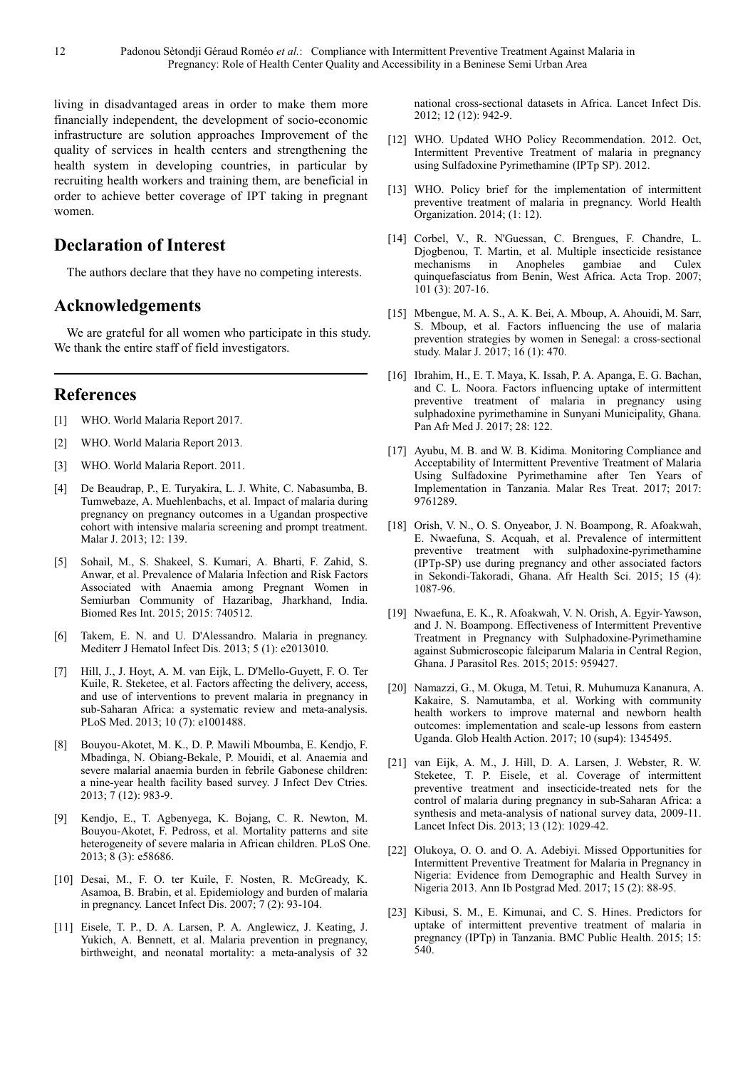living in disadvantaged areas in order to make them more financially independent, the development of socio-economic infrastructure are solution approaches Improvement of the quality of services in health centers and strengthening the health system in developing countries, in particular by recruiting health workers and training them, are beneficial in order to achieve better coverage of IPT taking in pregnant women.

## Declaration of Interest

The authors declare that they have no competing interests.

## Acknowledgements

We are grateful for all women who participate in this study. We thank the entire staff of field investigators.

## References

[1] WHO. World Malaria Report 2017.

[2] WHO. World Malaria Report 2013.

[3] WHO. World Malaria Report. 2011.

[4] De Beaudrap, P., E. Turyakira, L. J. White, C. Nabasumba, B. Tumwebaze, A. Muehlenbachs, et al. Impact of malaria during pregnancy on pregnancy outcomes in a Ugandan prospective cohort with intensive malaria screening and prompt treatment. Malar J. 2013; 12: 139.

[5] Sohail, M., S. Shakeel, S. Kumari, A. Bharti, F. Zahid, S. Anwar, et al. Prevalence of Malaria Infection and Risk Factors Associated with Anaemia among Pregnant Women in Semiurban Community of Hazaribag, Jharkhand, India. Biomed Res Int. 2015; 2015: 740512.

[6] Takem, E. N. and U. D'Alessandro. Malaria in pregnancy. Mediterr J Hematol Infect Dis. 2013; 5 (1): e2013010.

[7] Hill, J., J. Hoyt, A. M. van Eijk, L. D'Mello-Guyett, F. O. Ter Kuile, R. Steketee, et al. Factors affecting the delivery, access, and use of interventions to prevent malaria in pregnancy in sub-Saharan Africa: a systematic review and meta-analysis. PLoS Med. 2013; 10 (7): e1001488.

[8] Bouyou-Akotet, M. K., D. P. Mawili Mboumba, E. Kendjo, F. Mbadinga, N. Obiang-Bekale, P. Mouidi, et al. Anaemia and severe malarial anaemia burden in febrile Gabonese children: a nine-year health facility based survey. J Infect Dev Ctries. 2013; 7 (12): 983-9.

[9] Kendjo, E., T. Agbenyega, K. Bojang, C. R. Newton, M. Bouyou-Akotet, F. Pedross, et al. Mortality patterns and site heterogeneity of severe malaria in African children. PLoS One. 2013; 8 (3): e58686.

[10] Desai, M., F. O. ter Kuile, F. Nosten, R. McGready, K. Asamoa, B. Brabin, et al. Epidemiology and burden of malaria in pregnancy. Lancet Infect Dis. 2007; 7 (2): 93-104.

[11] Eisele, T. P., D. A. Larsen, P. A. Anglewicz, J. Keating, J. Yukich, A. Bennett, et al. Malaria prevention in pregnancy, birthweight, and neonatal mortality: a meta-analysis of 32 national cross-sectional datasets in Africa. Lancet Infect Dis. 2012; 12 (12): 942-9.

[12] WHO. Updated WHO Policy Recommendation. 2012. Oct, Intermittent Preventive Treatment of malaria in pregnancy using Sulfadoxine Pyrimethamine (IPTp SP). 2012.

[13] WHO. Policy brief for the implementation of intermittent preventive treatment of malaria in pregnancy. World Health Organization. 2014; (1: 12).

[14] Corbel, V., R. N'Guessan, C. Brengues, F. Chandre, L. Djogbenou, T. Martin, et al. Multiple insecticide resistance mechanisms in Anopheles gambiae and Culex quinquefasciatus from Benin, West Africa. Acta Trop. 2007; 101 (3): 207-16.

[15] Mbengue, M. A. S., A. K. Bei, A. Mboup, A. Ahouidi, M. Sarr, S. Mboup, et al. Factors influencing the use of malaria prevention strategies by women in Senegal: a cross-sectional study. Malar J. 2017; 16 (1): 470.

[16] Ibrahim, H., E. T. Maya, K. Issah, P. A. Apanga, E. G. Bachan, and C. L. Noora. Factors influencing uptake of intermittent preventive treatment of malaria in pregnancy using sulphadoxine pyrimethamine in Sunyani Municipality, Ghana. Pan Afr Med J. 2017; 28: 122.

[17] Ayubu, M. B. and W. B. Kidima. Monitoring Compliance and Acceptability of Intermittent Preventive Treatment of Malaria Using Sulfadoxine Pyrimethamine after Ten Years of Implementation in Tanzania. Malar Res Treat. 2017; 2017: 9761289.

[18] Orish, V. N., O. S. Onyeabor, J. N. Boampong, R. Afoakwah, E. Nwaefuna, S. Acquah, et al. Prevalence of intermittent preventive treatment with sulphadoxine-pyrimethamine (IPTp-SP) use during pregnancy and other associated factors in Sekondi-Takoradi, Ghana. Afr Health Sci. 2015; 15 (4): 1087-96.

[19] Nwaefuna, E. K., R. Afoakwah, V. N. Orish, A. Egyir-Yawson, and J. N. Boampong. Effectiveness of Intermittent Preventive Treatment in Pregnancy with Sulphadoxine-Pyrimethamine against Submicroscopic falciparum Malaria in Central Region, Ghana. J Parasitol Res. 2015; 2015: 959427.

[20] Namazzi, G., M. Okuga, M. Tetui, R. Muhumuza Kananura, A. Kakaire, S. Namutamba, et al. Working with community health workers to improve maternal and newborn health outcomes: implementation and scale-up lessons from eastern Uganda. Glob Health Action. 2017; 10 (sup4): 1345495.

[21] van Eijk, A. M., J. Hill, D. A. Larsen, J. Webster, R. W. Steketee, T. P. Eisele, et al. Coverage of intermittent preventive treatment and insecticide-treated nets for the control of malaria during pregnancy in sub-Saharan Africa: a synthesis and meta-analysis of national survey data, 2009-11. Lancet Infect Dis. 2013; 13 (12): 1029-42.

[22] Olukoya, O. O. and O. A. Adebiyi. Missed Opportunities for Intermittent Preventive Treatment for Malaria in Pregnancy in Nigeria: Evidence from Demographic and Health Survey in Nigeria 2013. Ann Ib Postgrad Med. 2017; 15 (2): 88-95.

[23] Kibusi, S. M., E. Kimunai, and C. S. Hines. Predictors for uptake of intermittent preventive treatment of malaria in pregnancy (IPTp) in Tanzania. BMC Public Health. 2015; 15: 540.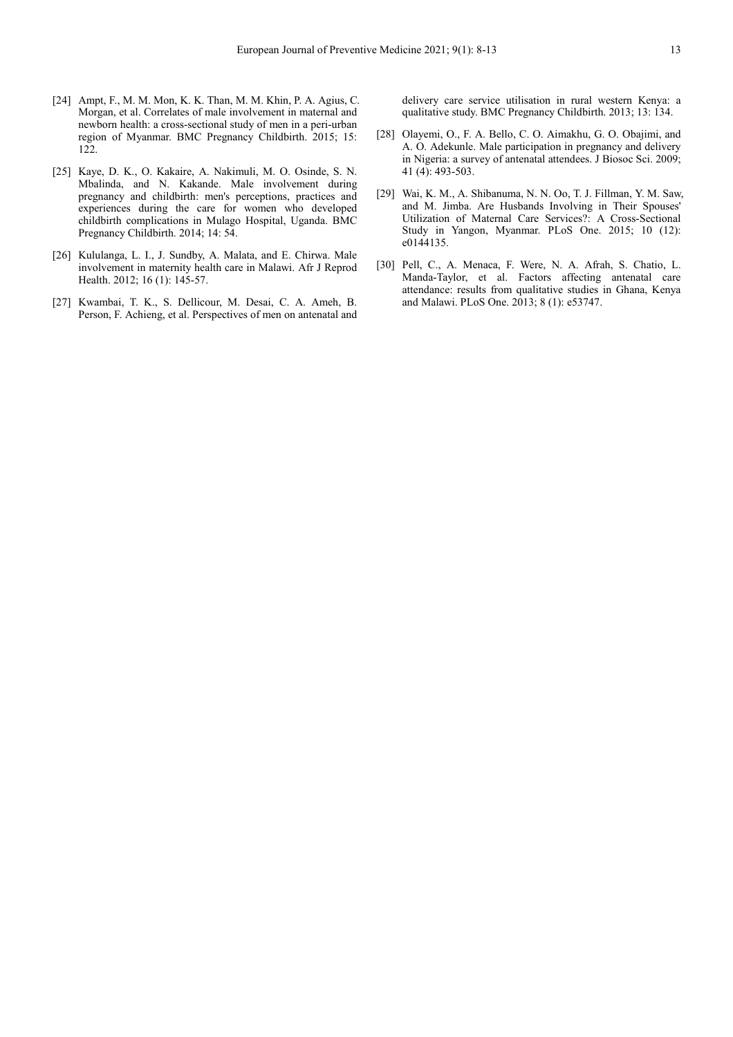[24] Ampt, F., M. M. Mon, K. K. Than, M. M. Khin, P. A. Agius, C. Morgan, et al. Correlates of male involvement in maternal and newborn health: a cross-sectional study of men in a peri-urban region of Myanmar. BMC Pregnancy Childbirth. 2015; 15: 122.

[25] Kaye, D. K., O. Kakaire, A. Nakimuli, M. O. Osinde, S. N. Mbalinda, and N. Kakande. Male involvement during pregnancy and childbirth: men's perceptions, practices and experiences during the care for women who developed childbirth complications in Mulago Hospital, Uganda. BMC Pregnancy Childbirth. 2014; 14: 54.

[26] Kululanga, L. I., J. Sundby, A. Malata, and E. Chirwa. Male involvement in maternity health care in Malawi. Afr J Reprod Health. 2012; 16 (1): 145-57.

[27] Kwambai, T. K., S. Dellicour, M. Desai, C. A. Ameh, B. Person, F. Achieng, et al. Perspectives of men on antenatal and delivery care service utilisation in rural western Kenya: a qualitative study. BMC Pregnancy Childbirth. 2013; 13: 134.

[28] Olayemi, O., F. A. Bello, C. O. Aimakhu, G. O. Obajimi, and A. O. Adekunle. Male participation in pregnancy and delivery in Nigeria: a survey of antenatal attendees. J Biosoc Sci. 2009; 41 (4): 493-503.

[29] Wai, K. M., A. Shibanuma, N. N. Oo, T. J. Fillman, Y. M. Saw, and M. Jimba. Are Husbands Involving in Their Spouses' Utilization of Maternal Care Services?: A Cross-Sectional Study in Yangon, Myanmar. PLoS One. 2015; 10 (12): e0144135.

[30] Pell, C., A. Menaca, F. Were, N. A. Afrah, S. Chatio, L. Manda-Taylor, et al. Factors affecting antenatal care attendance: results from qualitative studies in Ghana, Kenya and Malawi. PLoS One. 2013; 8 (1): e53747.